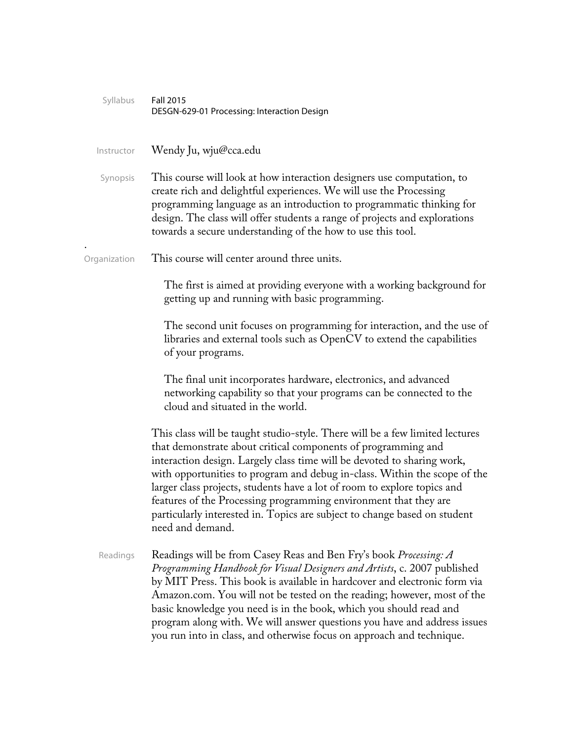**Syllabus**

Fall 2015
DESGN-629-01 Processing: Interaction Design

**Instructor**

Wendy Ju, wju@cca.edu

**Synopsis**

This course will look at how interaction designers use computation, to create rich and delightful experiences. We will use the Processing programming language as an introduction to programmatic thinking for design. The class will offer students a range of projects and explorations towards a secure understanding of the how to use this tool.

**Organization**

This course will center around three units.

The first is aimed at providing everyone with a working background for getting up and running with basic programming.

The second unit focuses on programming for interaction, and the use of libraries and external tools such as OpenCV to extend the capabilities of your programs.

The final unit incorporates hardware, electronics, and advanced networking capability so that your programs can be connected to the cloud and situated in the world.

This class will be taught studio-style. There will be a few limited lectures that demonstrate about critical components of programming and interaction design. Largely class time will be devoted to sharing work, with opportunities to program and debug in-class. Within the scope of the larger class projects, students have a lot of room to explore topics and features of the Processing programming environment that they are particularly interested in. Topics are subject to change based on student need and demand.

**Readings**

Readings will be from Casey Reas and Ben Fry's book *Processing: A Programming Handbook for Visual Designers and Artists*, c. 2007 published by MIT Press. This book is available in hardcover and electronic form via Amazon.com. You will not be tested on the reading; however, most of the basic knowledge you need is in the book, which you should read and program along with. We will answer questions you have and address issues you run into in class, and otherwise focus on approach and technique.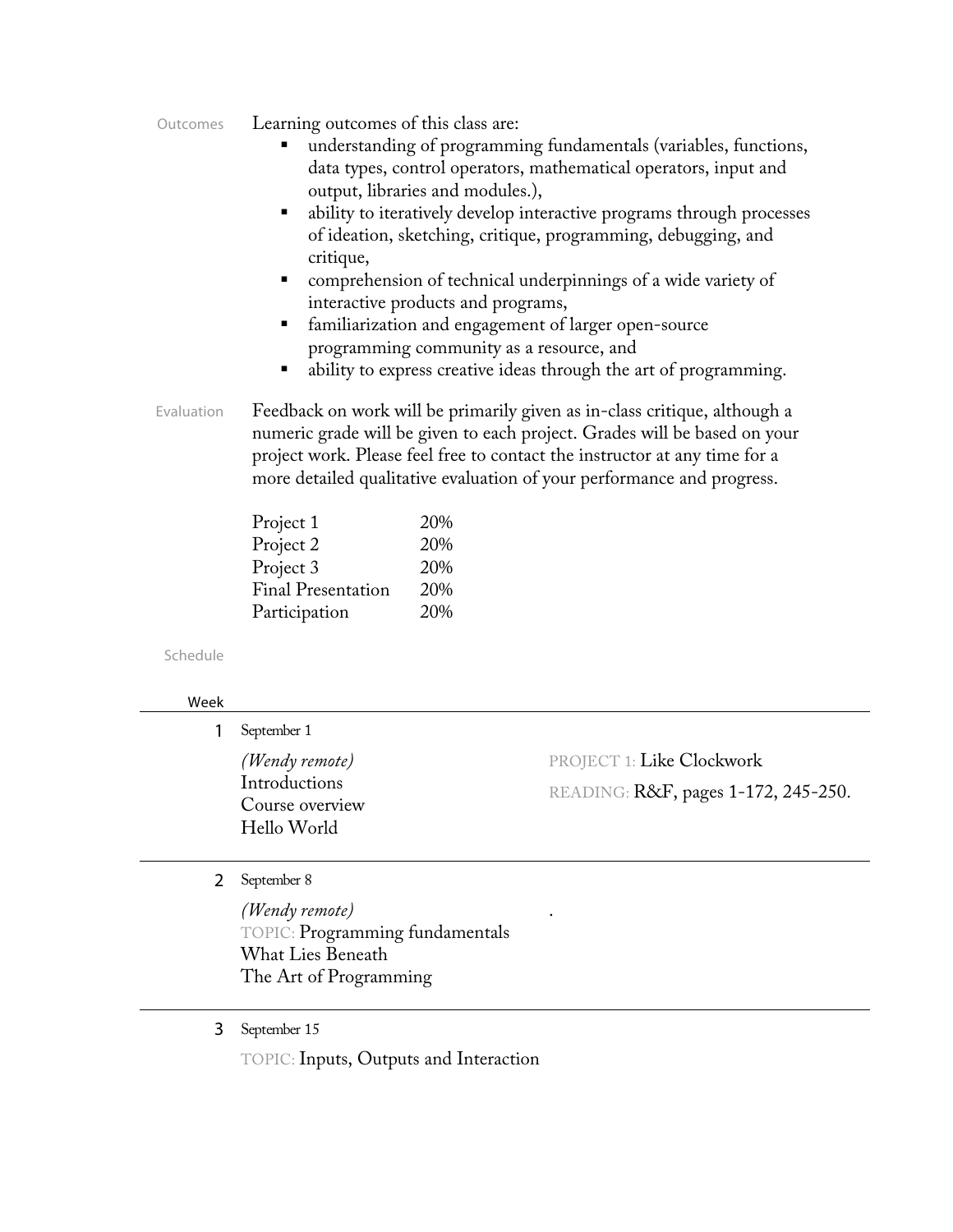**Outcomes**

Learning outcomes of this class are:

- understanding of programming fundamentals (variables, functions, data types, control operators, mathematical operators, input and output, libraries and modules.),
- ability to iteratively develop interactive programs through processes of ideation, sketching, critique, programming, debugging, and critique,
- comprehension of technical underpinnings of a wide variety of interactive products and programs,
- familiarization and engagement of larger open-source programming community as a resource, and
- ability to express creative ideas through the art of programming.

**Evaluation**

Feedback on work will be primarily given as in-class critique, although a numeric grade will be given to each project. Grades will be based on your project work. Please feel free to contact the instructor at any time for a more detailed qualitative evaluation of your performance and progress.

| | |
|---|---|
| Project 1 | 20% |
| Project 2 | 20% |
| Project 3 | 20% |
| Final Presentation | 20% |
| Participation | 20% |

**Schedule**

| Week | | |
|---|---|---|
| 1 | September 1<br>*(Wendy remote)*<br>Introductions<br>Course overview<br>Hello World | PROJECT 1: Like Clockwork<br>READING: R&F, pages 1-172, 245-250. |
| 2 | September 8<br>*(Wendy remote)*<br>TOPIC: Programming fundamentals<br>What Lies Beneath<br>The Art of Programming | . |
| 3 | September 15<br>TOPIC: Inputs, Outputs and Interaction | |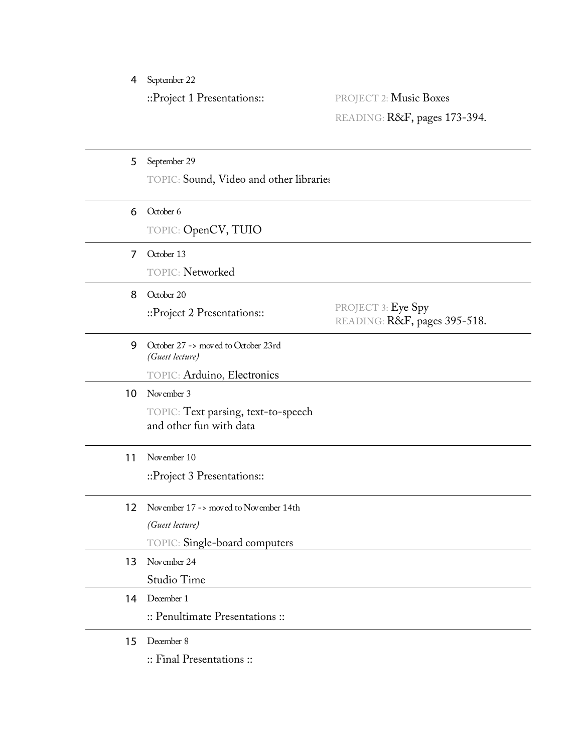| | | |
|---|---|---|
| 4 | September 22<br>::Project 1 Presentations:: | PROJECT 2: Music Boxes<br>READING: R&F, pages 173-394. |
| 5 | September 29<br>TOPIC: Sound, Video and other libraries | |
| 6 | October 6<br>TOPIC: OpenCV, TUIO | |
| 7 | October 13<br>TOPIC: Networked | |
| 8 | October 20<br>::Project 2 Presentations:: | PROJECT 3: Eye Spy<br>READING: R&F, pages 395-518. |
| 9 | October 27 -> moved to October 23rd<br>*(Guest lecture)*<br>TOPIC: Arduino, Electronics | |
| 10 | November 3<br>TOPIC: Text parsing, text-to-speech and other fun with data | |
| 11 | November 10<br>::Project 3 Presentations:: | |
| 12 | November 17 -> moved to November 14th<br>*(Guest lecture)*<br>TOPIC: Single-board computers | |
| 13 | November 24<br>Studio Time | |
| 14 | December 1<br>:: Penultimate Presentations :: | |
| 15 | December 8<br>:: Final Presentations :: | |